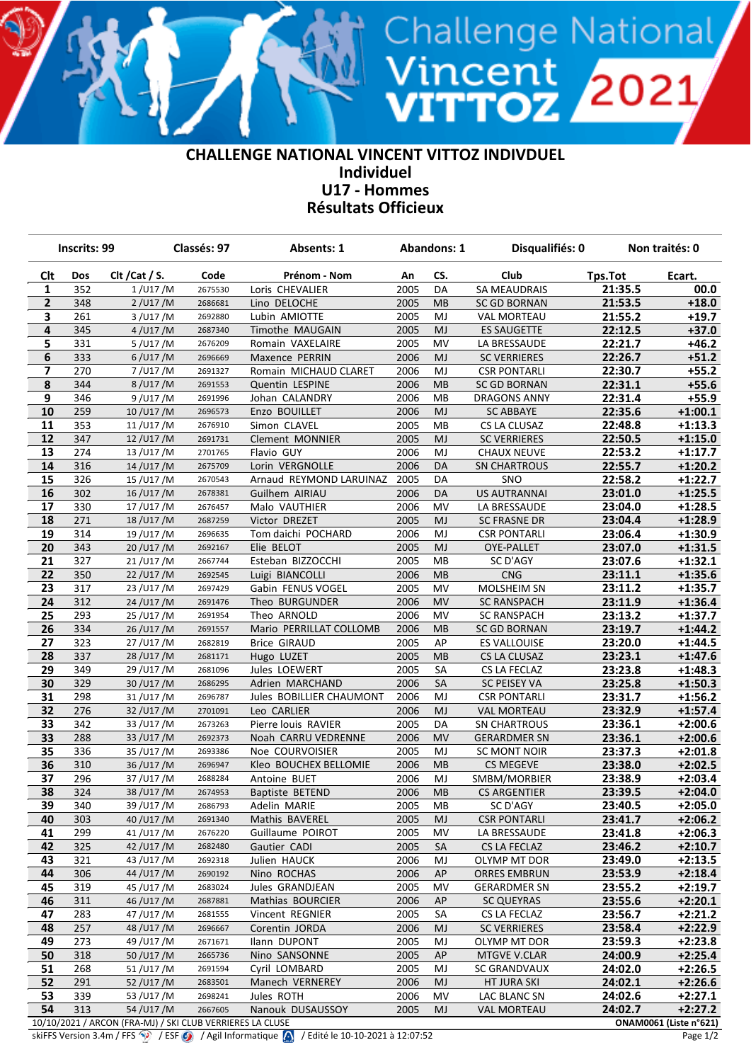# CHALLENGE NATIONAL VINCENT VITTOZ INDIVDUEL
## Individuel
## U17 - Hommes
## Résultats Officieux

| Inscrits: 99 | Classés: 97 | Absents: 1 | Abandons: 1 | Disqualifiés: 0 | Non traités: 0 |
|---|---|---|---|---|---|

| Clt | Dos | Clt /Cat / S. | Code | Prénom - Nom | An | CS. | Club | Tps.Tot | Ecart. |
|---|---|---|---|---|---|---|---|---|---|
| 1 | 352 | 1 /U17 /M | 2675530 | Loris CHEVALIER | 2005 | DA | SA MEAUDRAIS | 21:35.5 | 00.0 |
| 2 | 348 | 2 /U17 /M | 2686681 | Lino DELOCHE | 2005 | MB | SC GD BORNAN | 21:53.5 | +18.0 |
| 3 | 261 | 3 /U17 /M | 2692880 | Lubin AMIOTTE | 2005 | MJ | VAL MORTEAU | 21:55.2 | +19.7 |
| 4 | 345 | 4 /U17 /M | 2687340 | Timothe MAUGAIN | 2005 | MJ | ES SAUGETTE | 22:12.5 | +37.0 |
| 5 | 331 | 5 /U17 /M | 2676209 | Romain VAXELAIRE | 2005 | MV | LA BRESSAUDE | 22:21.7 | +46.2 |
| 6 | 333 | 6 /U17 /M | 2696669 | Maxence PERRIN | 2006 | MJ | SC VERRIERES | 22:26.7 | +51.2 |
| 7 | 270 | 7 /U17 /M | 2691327 | Romain MICHAUD CLARET | 2006 | MJ | CSR PONTARLI | 22:30.7 | +55.2 |
| 8 | 344 | 8 /U17 /M | 2691553 | Quentin LESPINE | 2006 | MB | SC GD BORNAN | 22:31.1 | +55.6 |
| 9 | 346 | 9 /U17 /M | 2691996 | Johan CALANDRY | 2006 | MB | DRAGONS ANNY | 22:31.4 | +55.9 |
| 10 | 259 | 10 /U17 /M | 2696573 | Enzo BOUILLET | 2006 | MJ | SC ABBAYE | 22:35.6 | +1:00.1 |
| 11 | 353 | 11 /U17 /M | 2676910 | Simon CLAVEL | 2005 | MB | CS LA CLUSAZ | 22:48.8 | +1:13.3 |
| 12 | 347 | 12 /U17 /M | 2691731 | Clement MONNIER | 2005 | MJ | SC VERRIERES | 22:50.5 | +1:15.0 |
| 13 | 274 | 13 /U17 /M | 2701765 | Flavio GUY | 2006 | MJ | CHAUX NEUVE | 22:53.2 | +1:17.7 |
| 14 | 316 | 14 /U17 /M | 2675709 | Lorin VERGNOLLE | 2006 | DA | SN CHARTROUS | 22:55.7 | +1:20.2 |
| 15 | 326 | 15 /U17 /M | 2670543 | Arnaud REYMOND LARUINAZ | 2005 | DA | SNO | 22:58.2 | +1:22.7 |
| 16 | 302 | 16 /U17 /M | 2678381 | Guilhem AIRIAU | 2006 | DA | US AUTRANNAI | 23:01.0 | +1:25.5 |
| 17 | 330 | 17 /U17 /M | 2676457 | Malo VAUTHIER | 2006 | MV | LA BRESSAUDE | 23:04.0 | +1:28.5 |
| 18 | 271 | 18 /U17 /M | 2687259 | Victor DREZET | 2005 | MJ | SC FRASNE DR | 23:04.4 | +1:28.9 |
| 19 | 314 | 19 /U17 /M | 2696635 | Tom daichi POCHARD | 2006 | MJ | CSR PONTARLI | 23:06.4 | +1:30.9 |
| 20 | 343 | 20 /U17 /M | 2692167 | Elie BELOT | 2005 | MJ | OYE-PALLET | 23:07.0 | +1:31.5 |
| 21 | 327 | 21 /U17 /M | 2667744 | Esteban BIZZOCCHI | 2005 | MB | SC D'AGY | 23:07.6 | +1:32.1 |
| 22 | 350 | 22 /U17 /M | 2692545 | Luigi BIANCOLLI | 2006 | MB | CNG | 23:11.1 | +1:35.6 |
| 23 | 317 | 23 /U17 /M | 2697429 | Gabin FENUS VOGEL | 2005 | MV | MOLSHEIM SN | 23:11.2 | +1:35.7 |
| 24 | 312 | 24 /U17 /M | 2691476 | Theo BURGUNDER | 2006 | MV | SC RANSPACH | 23:11.9 | +1:36.4 |
| 25 | 293 | 25 /U17 /M | 2691954 | Theo ARNOLD | 2006 | MV | SC RANSPACH | 23:13.2 | +1:37.7 |
| 26 | 334 | 26 /U17 /M | 2691557 | Mario PERRILLAT COLLOMB | 2006 | MB | SC GD BORNAN | 23:19.7 | +1:44.2 |
| 27 | 323 | 27 /U17 /M | 2682819 | Brice GIRAUD | 2005 | AP | ES VALLOUISE | 23:20.0 | +1:44.5 |
| 28 | 337 | 28 /U17 /M | 2681171 | Hugo LUZET | 2005 | MB | CS LA CLUSAZ | 23:23.1 | +1:47.6 |
| 29 | 349 | 29 /U17 /M | 2681096 | Jules LOEWERT | 2005 | SA | CS LA FECLAZ | 23:23.8 | +1:48.3 |
| 30 | 329 | 30 /U17 /M | 2686295 | Adrien MARCHAND | 2006 | SA | SC PEISEY VA | 23:25.8 | +1:50.3 |
| 31 | 298 | 31 /U17 /M | 2696787 | Jules BOBILLIER CHAUMONT | 2006 | MJ | CSR PONTARLI | 23:31.7 | +1:56.2 |
| 32 | 276 | 32 /U17 /M | 2701091 | Leo CARLIER | 2006 | MJ | VAL MORTEAU | 23:32.9 | +1:57.4 |
| 33 | 342 | 33 /U17 /M | 2673263 | Pierre louis RAVIER | 2005 | DA | SN CHARTROUS | 23:36.1 | +2:00.6 |
| 33 | 288 | 33 /U17 /M | 2692373 | Noah CARRU VEDRENNE | 2006 | MV | GERARDMER SN | 23:36.1 | +2:00.6 |
| 35 | 336 | 35 /U17 /M | 2693386 | Noe COURVOISIER | 2005 | MJ | SC MONT NOIR | 23:37.3 | +2:01.8 |
| 36 | 310 | 36 /U17 /M | 2696947 | Kleo BOUCHEX BELLOMIE | 2006 | MB | CS MEGEVE | 23:38.0 | +2:02.5 |
| 37 | 296 | 37 /U17 /M | 2688284 | Antoine BUET | 2006 | MJ | SMBM/MORBIER | 23:38.9 | +2:03.4 |
| 38 | 324 | 38 /U17 /M | 2674953 | Baptiste BETEND | 2006 | MB | CS ARGENTIER | 23:39.5 | +2:04.0 |
| 39 | 340 | 39 /U17 /M | 2686793 | Adelin MARIE | 2005 | MB | SC D'AGY | 23:40.5 | +2:05.0 |
| 40 | 303 | 40 /U17 /M | 2691340 | Mathis BAVEREL | 2005 | MJ | CSR PONTARLI | 23:41.7 | +2:06.2 |
| 41 | 299 | 41 /U17 /M | 2676220 | Guillaume POIROT | 2005 | MV | LA BRESSAUDE | 23:41.8 | +2:06.3 |
| 42 | 325 | 42 /U17 /M | 2682480 | Gautier CADI | 2005 | SA | CS LA FECLAZ | 23:46.2 | +2:10.7 |
| 43 | 321 | 43 /U17 /M | 2692318 | Julien HAUCK | 2006 | MJ | OLYMP MT DOR | 23:49.0 | +2:13.5 |
| 44 | 306 | 44 /U17 /M | 2690192 | Nino ROCHAS | 2006 | AP | ORRES EMBRUN | 23:53.9 | +2:18.4 |
| 45 | 319 | 45 /U17 /M | 2683024 | Jules GRANDJEAN | 2005 | MV | GERARDMER SN | 23:55.2 | +2:19.7 |
| 46 | 311 | 46 /U17 /M | 2687881 | Mathias BOURCIER | 2006 | AP | SC QUEYRAS | 23:55.6 | +2:20.1 |
| 47 | 283 | 47 /U17 /M | 2681555 | Vincent REGNIER | 2005 | SA | CS LA FECLAZ | 23:56.7 | +2:21.2 |
| 48 | 257 | 48 /U17 /M | 2696667 | Corentin JORDA | 2006 | MJ | SC VERRIERES | 23:58.4 | +2:22.9 |
| 49 | 273 | 49 /U17 /M | 2671671 | Ilann DUPONT | 2005 | MJ | OLYMP MT DOR | 23:59.3 | +2:23.8 |
| 50 | 318 | 50 /U17 /M | 2665736 | Nino SANSONNE | 2005 | AP | MTGVE V.CLAR | 24:00.9 | +2:25.4 |
| 51 | 268 | 51 /U17 /M | 2691594 | Cyril LOMBARD | 2005 | MJ | SC GRANDVAUX | 24:02.0 | +2:26.5 |
| 52 | 291 | 52 /U17 /M | 2683501 | Manech VERNEREY | 2006 | MJ | HT JURA SKI | 24:02.1 | +2:26.6 |
| 53 | 339 | 53 /U17 /M | 2698241 | Jules ROTH | 2006 | MV | LAC BLANC SN | 24:02.6 | +2:27.1 |
| 54 | 313 | 54 /U17 /M | 2667605 | Nanouk DUSAUSSOY | 2005 | MJ | VAL MORTEAU | 24:02.7 | +2:27.2 |

10/10/2021 / ARCON (FRA-MJ) / SKI CLUB VERRIERES LA CLUSE — ONAM0061 (Liste n°621)

skiFFS Version 3.4m / FFS / ESF / Agil Informatique / Edité le 10-10-2021 à 12:07:52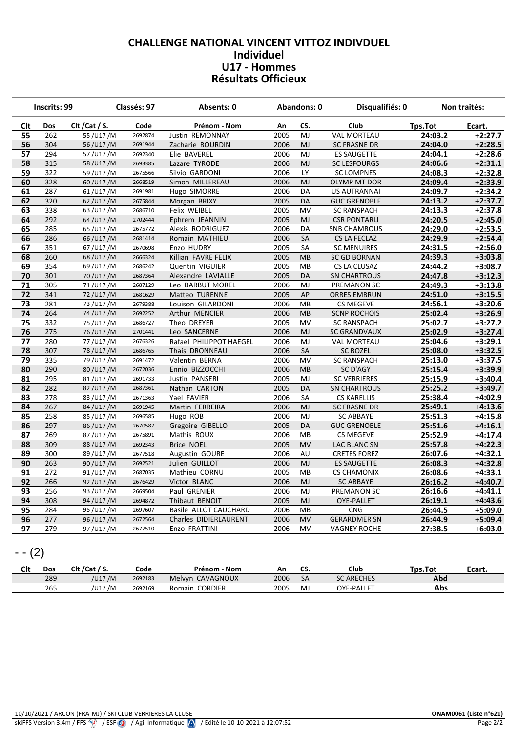# CHALLENGE NATIONAL VINCENT VITTOZ INDIVDUEL
## Individuel
## U17 - Hommes
## Résultats Officieux

| Inscrits: 99 | Classés: 97 | Absents: 0 | Abandons: 0 | Disqualifiés: 0 | Non traités: |
|---|---|---|---|---|---|

| Clt | Dos | Clt /Cat / S. | Code | Prénom - Nom | An | CS. | Club | Tps.Tot | Ecart. |
|---|---|---|---|---|---|---|---|---|---|
| 55 | 262 | 55 /U17 /M | 2692874 | Justin REMONNAY | 2005 | MJ | VAL MORTEAU | 24:03.2 | +2:27.7 |
| 56 | 304 | 56 /U17 /M | 2691944 | Zacharie BOURDIN | 2006 | MJ | SC FRASNE DR | 24:04.0 | +2:28.5 |
| 57 | 294 | 57 /U17 /M | 2692340 | Elie BAVEREL | 2006 | MJ | ES SAUGETTE | 24:04.1 | +2:28.6 |
| 58 | 315 | 58 /U17 /M | 2693385 | Lazare TYRODE | 2006 | MJ | SC LESFOURGS | 24:06.6 | +2:31.1 |
| 59 | 322 | 59 /U17 /M | 2675566 | Silvio GARDONI | 2006 | LY | SC LOMPNES | 24:08.3 | +2:32.8 |
| 60 | 328 | 60 /U17 /M | 2668519 | Simon MILLEREAU | 2006 | MJ | OLYMP MT DOR | 24:09.4 | +2:33.9 |
| 61 | 287 | 61 /U17 /M | 2691981 | Hugo SIMORRE | 2006 | DA | US AUTRANNAI | 24:09.7 | +2:34.2 |
| 62 | 320 | 62 /U17 /M | 2675844 | Morgan BRIXY | 2005 | DA | GUC GRENOBLE | 24:13.2 | +2:37.7 |
| 63 | 338 | 63 /U17 /M | 2686710 | Felix WEIBEL | 2005 | MV | SC RANSPACH | 24:13.3 | +2:37.8 |
| 64 | 292 | 64 /U17 /M | 2702444 | Ephrem JEANNIN | 2005 | MJ | CSR PONTARLI | 24:20.5 | +2:45.0 |
| 65 | 285 | 65 /U17 /M | 2675772 | Alexis RODRIGUEZ | 2006 | DA | SNB CHAMROUS | 24:29.0 | +2:53.5 |
| 66 | 286 | 66 /U17 /M | 2681414 | Romain MATHIEU | 2006 | SA | CS LA FECLAZ | 24:29.9 | +2:54.4 |
| 67 | 351 | 67 /U17 /M | 2670698 | Enzo HUDRY | 2005 | SA | SC MENUIRES | 24:31.5 | +2:56.0 |
| 68 | 260 | 68 /U17 /M | 2666324 | Killian FAVRE FELIX | 2005 | MB | SC GD BORNAN | 24:39.3 | +3:03.8 |
| 69 | 354 | 69 /U17 /M | 2686242 | Quentin VIGUIER | 2005 | MB | CS LA CLUSAZ | 24:44.2 | +3:08.7 |
| 70 | 301 | 70 /U17 /M | 2687364 | Alexandre LAVIALLE | 2005 | DA | SN CHARTROUS | 24:47.8 | +3:12.3 |
| 71 | 305 | 71 /U17 /M | 2687129 | Leo BARBUT MOREL | 2006 | MJ | PREMANON SC | 24:49.3 | +3:13.8 |
| 72 | 341 | 72 /U17 /M | 2681629 | Matteo TURENNE | 2005 | AP | ORRES EMBRUN | 24:51.0 | +3:15.5 |
| 73 | 281 | 73 /U17 /M | 2679388 | Louison GILARDONI | 2006 | MB | CS MEGEVE | 24:56.1 | +3:20.6 |
| 74 | 264 | 74 /U17 /M | 2692252 | Arthur MENCIER | 2006 | MB | SCNP ROCHOIS | 25:02.4 | +3:26.9 |
| 75 | 332 | 75 /U17 /M | 2686727 | Theo DREYER | 2005 | MV | SC RANSPACH | 25:02.7 | +3:27.2 |
| 76 | 275 | 76 /U17 /M | 2701441 | Leo SANCERNE | 2006 | MJ | SC GRANDVAUX | 25:02.9 | +3:27.4 |
| 77 | 280 | 77 /U17 /M | 2676326 | Rafael PHILIPPOT HAEGEL | 2006 | MJ | VAL MORTEAU | 25:04.6 | +3:29.1 |
| 78 | 307 | 78 /U17 /M | 2686765 | Thais DRONNEAU | 2006 | SA | SC BOZEL | 25:08.0 | +3:32.5 |
| 79 | 335 | 79 /U17 /M | 2691472 | Valentin BERNA | 2006 | MV | SC RANSPACH | 25:13.0 | +3:37.5 |
| 80 | 290 | 80 /U17 /M | 2672036 | Ennio BIZZOCCHI | 2006 | MB | SC D'AGY | 25:15.4 | +3:39.9 |
| 81 | 295 | 81 /U17 /M | 2691733 | Justin PANSERI | 2005 | MJ | SC VERRIERES | 25:15.9 | +3:40.4 |
| 82 | 282 | 82 /U17 /M | 2687361 | Nathan CARTON | 2005 | DA | SN CHARTROUS | 25:25.2 | +3:49.7 |
| 83 | 278 | 83 /U17 /M | 2671363 | Yael FAVIER | 2006 | SA | CS KARELLIS | 25:38.4 | +4:02.9 |
| 84 | 267 | 84 /U17 /M | 2691945 | Martin FERREIRA | 2006 | MJ | SC FRASNE DR | 25:49.1 | +4:13.6 |
| 85 | 258 | 85 /U17 /M | 2696585 | Hugo ROB | 2006 | MJ | SC ABBAYE | 25:51.3 | +4:15.8 |
| 86 | 297 | 86 /U17 /M | 2670587 | Gregoire GIBELLO | 2005 | DA | GUC GRENOBLE | 25:51.6 | +4:16.1 |
| 87 | 269 | 87 /U17 /M | 2675891 | Mathis ROUX | 2006 | MB | CS MEGEVE | 25:52.9 | +4:17.4 |
| 88 | 309 | 88 /U17 /M | 2692343 | Brice NOEL | 2005 | MV | LAC BLANC SN | 25:57.8 | +4:22.3 |
| 89 | 300 | 89 /U17 /M | 2677518 | Augustin GOURE | 2006 | AU | CRETES FOREZ | 26:07.6 | +4:32.1 |
| 90 | 263 | 90 /U17 /M | 2692521 | Julien GUILLOT | 2006 | MJ | ES SAUGETTE | 26:08.3 | +4:32.8 |
| 91 | 272 | 91 /U17 /M | 2687035 | Mathieu CORNU | 2005 | MB | CS CHAMONIX | 26:08.6 | +4:33.1 |
| 92 | 266 | 92 /U17 /M | 2676429 | Victor BLANC | 2006 | MJ | SC ABBAYE | 26:16.2 | +4:40.7 |
| 93 | 256 | 93 /U17 /M | 2669504 | Paul GRENIER | 2006 | MJ | PREMANON SC | 26:16.6 | +4:41.1 |
| 94 | 308 | 94 /U17 /M | 2694872 | Thibaut BENOIT | 2005 | MJ | OYE-PALLET | 26:19.1 | +4:43.6 |
| 95 | 284 | 95 /U17 /M | 2697607 | Basile ALLOT CAUCHARD | 2006 | MB | CNG | 26:44.5 | +5:09.0 |
| 96 | 277 | 96 /U17 /M | 2672564 | Charles DIDIERLAURENT | 2006 | MV | GERARDMER SN | 26:44.9 | +5:09.4 |
| 97 | 279 | 97 /U17 /M | 2677510 | Enzo FRATTINI | 2006 | MV | VAGNEY ROCHE | 27:38.5 | +6:03.0 |

- - (2)

| Clt | Dos | Clt /Cat / S. | Code | Prénom - Nom | An | CS. | Club | Tps.Tot | Ecart. |
|---|---|---|---|---|---|---|---|---|---|
| | 289 | /U17 /M | 2692183 | Melvyn CAVAGNOUX | 2006 | SA | SC ARECHES | Abd | |
| | 265 | /U17 /M | 2692169 | Romain CORDIER | 2005 | MJ | OYE-PALLET | Abs | |

10/10/2021 / ARCON (FRA-MJ) / SKI CLUB VERRIERES LA CLUSE — ONAM0061 (Liste n°621)

skiFFS Version 3.4m / FFS / ESF / Agil Informatique / Edité le 10-10-2021 à 12:07:52